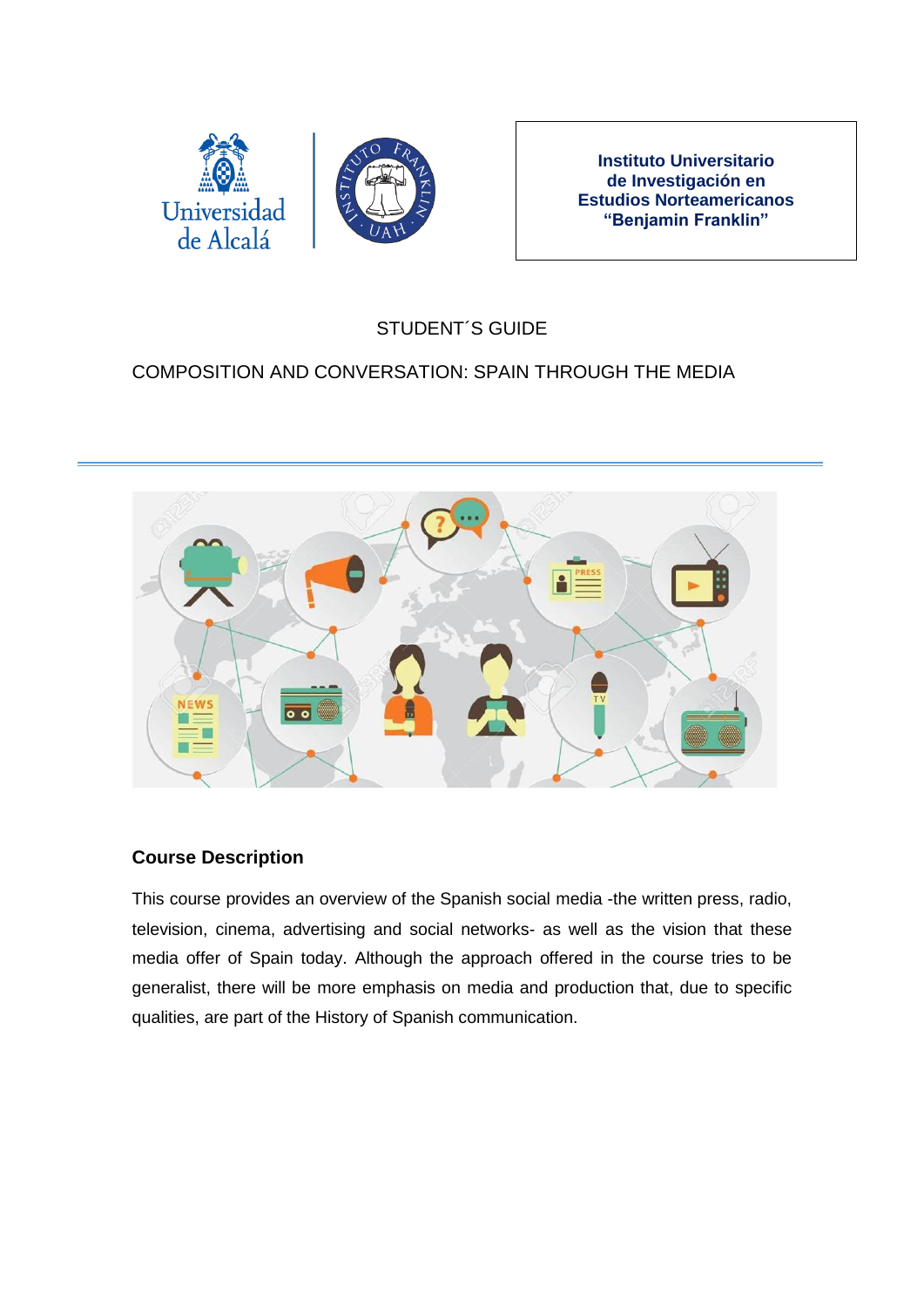Universidad de Alcalá

Instituto Universitario de Investigación en Estudios Norteamericanos "Benjamin Franklin"

STUDENT´S GUIDE

COMPOSITION AND CONVERSATION: SPAIN THROUGH THE MEDIA

## Course Description

This course provides an overview of the Spanish social media -the written press, radio, television, cinema, advertising and social networks- as well as the vision that these media offer of Spain today. Although the approach offered in the course tries to be generalist, there will be more emphasis on media and production that, due to specific qualities, are part of the History of Spanish communication.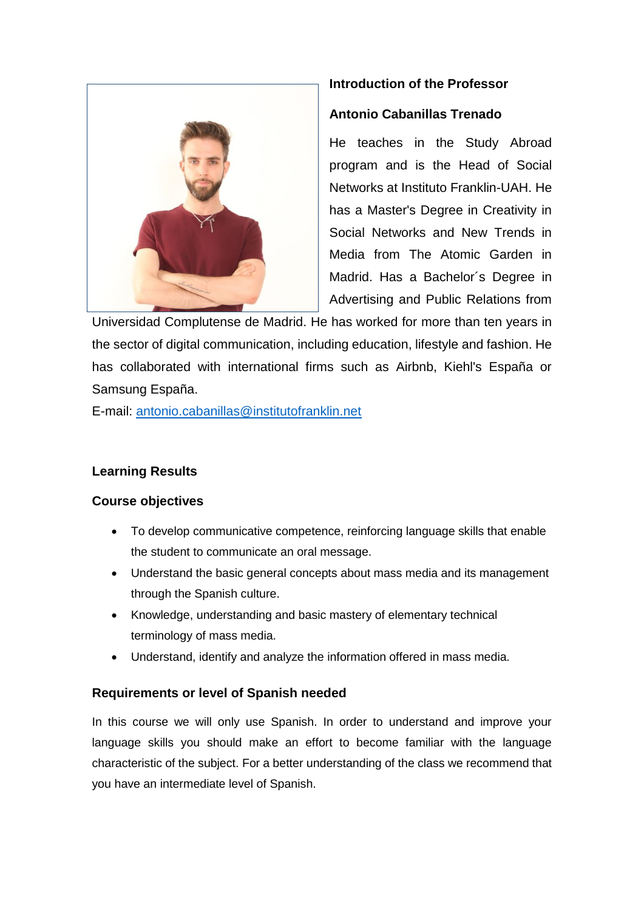**Introduction of the Professor**

**Antonio Cabanillas Trenado**

He teaches in the Study Abroad program and is the Head of Social Networks at Instituto Franklin-UAH. He has a Master's Degree in Creativity in Social Networks and New Trends in Media from The Atomic Garden in Madrid. Has a Bachelor´s Degree in Advertising and Public Relations from Universidad Complutense de Madrid. He has worked for more than ten years in the sector of digital communication, including education, lifestyle and fashion. He has collaborated with international firms such as Airbnb, Kiehl's España or Samsung España.

E-mail: antonio.cabanillas@institutofranklin.net

**Learning Results**

**Course objectives**

- To develop communicative competence, reinforcing language skills that enable the student to communicate an oral message.
- Understand the basic general concepts about mass media and its management through the Spanish culture.
- Knowledge, understanding and basic mastery of elementary technical terminology of mass media.
- Understand, identify and analyze the information offered in mass media.

**Requirements or level of Spanish needed**

In this course we will only use Spanish. In order to understand and improve your language skills you should make an effort to become familiar with the language characteristic of the subject. For a better understanding of the class we recommend that you have an intermediate level of Spanish.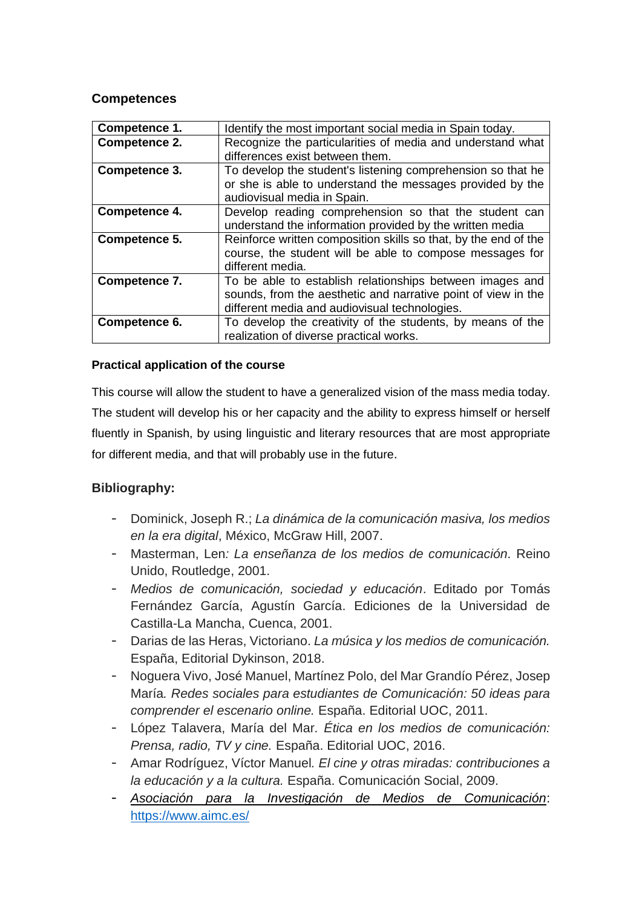## Competences

| Competence | Description |
| --- | --- |
| **Competence 1.** | Identify the most important social media in Spain today. |
| **Competence 2.** | Recognize the particularities of media and understand what differences exist between them. |
| **Competence 3.** | To develop the student's listening comprehension so that he or she is able to understand the messages provided by the audiovisual media in Spain. |
| **Competence 4.** | Develop reading comprehension so that the student can understand the information provided by the written media |
| **Competence 5.** | Reinforce written composition skills so that, by the end of the course, the student will be able to compose messages for different media. |
| **Competence 7.** | To be able to establish relationships between images and sounds, from the aesthetic and narrative point of view in the different media and audiovisual technologies. |
| **Competence 6.** | To develop the creativity of the students, by means of the realization of diverse practical works. |

#### Practical application of the course

This course will allow the student to have a generalized vision of the mass media today. The student will develop his or her capacity and the ability to express himself or herself fluently in Spanish, by using linguistic and literary resources that are most appropriate for different media, and that will probably use in the future.

### Bibliography:

- Dominick, Joseph R.; *La dinámica de la comunicación masiva, los medios en la era digital*, México, McGraw Hill, 2007.
- Masterman, Len*: La enseñanza de los medios de comunicación.* Reino Unido, Routledge, 2001.
- *Medios de comunicación, sociedad y educación*. Editado por Tomás Fernández García, Agustín García. Ediciones de la Universidad de Castilla-La Mancha, Cuenca, 2001.
- Darias de las Heras, Victoriano. *La música y los medios de comunicación.* España, Editorial Dykinson, 2018.
- Noguera Vivo, José Manuel, Martínez Polo, del Mar Grandío Pérez, Josep María*. Redes sociales para estudiantes de Comunicación: 50 ideas para comprender el escenario online.* España. Editorial UOC, 2011.
- López Talavera, María del Mar*. Ética en los medios de comunicación: Prensa, radio, TV y cine.* España. Editorial UOC, 2016.
- Amar Rodríguez, Víctor Manuel*. El cine y otras miradas: contribuciones a la educación y a la cultura.* España. Comunicación Social, 2009.
- *Asociación para la Investigación de Medios de Comunicación*: https://www.aimc.es/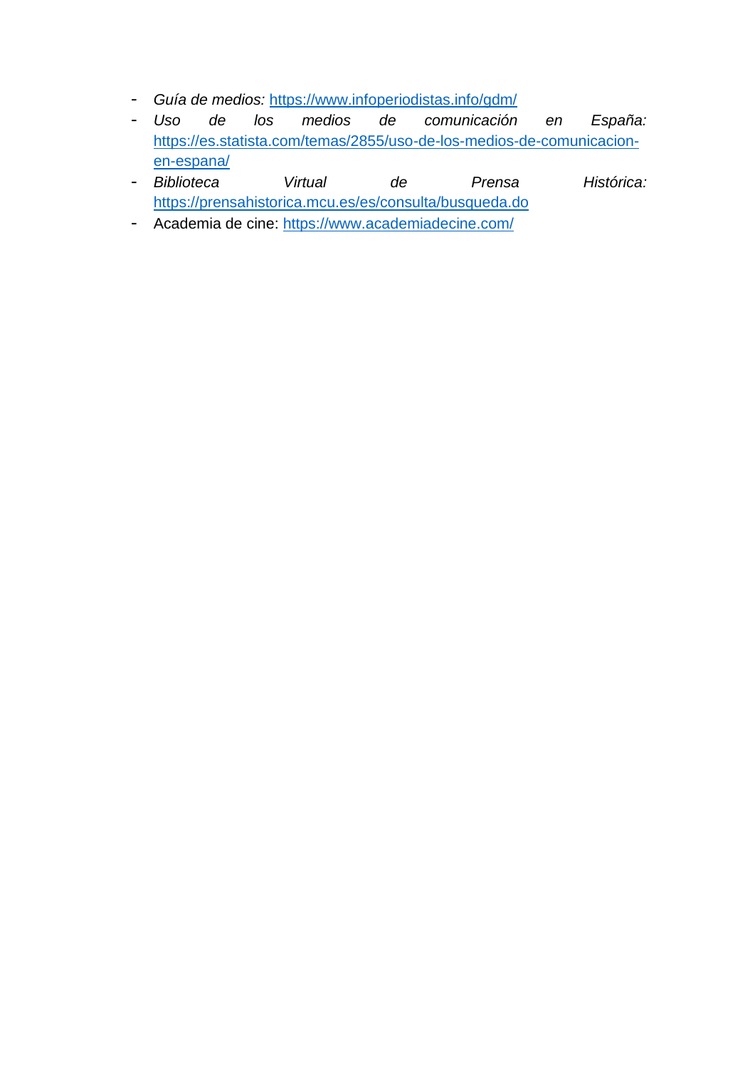- *Guía de medios:* https://www.infoperiodistas.info/gdm/
- *Uso de los medios de comunicación en España:* https://es.statista.com/temas/2855/uso-de-los-medios-de-comunicacion-en-espana/
- *Biblioteca Virtual de Prensa Histórica:* https://prensahistorica.mcu.es/es/consulta/busqueda.do
- Academia de cine: https://www.academiadecine.com/